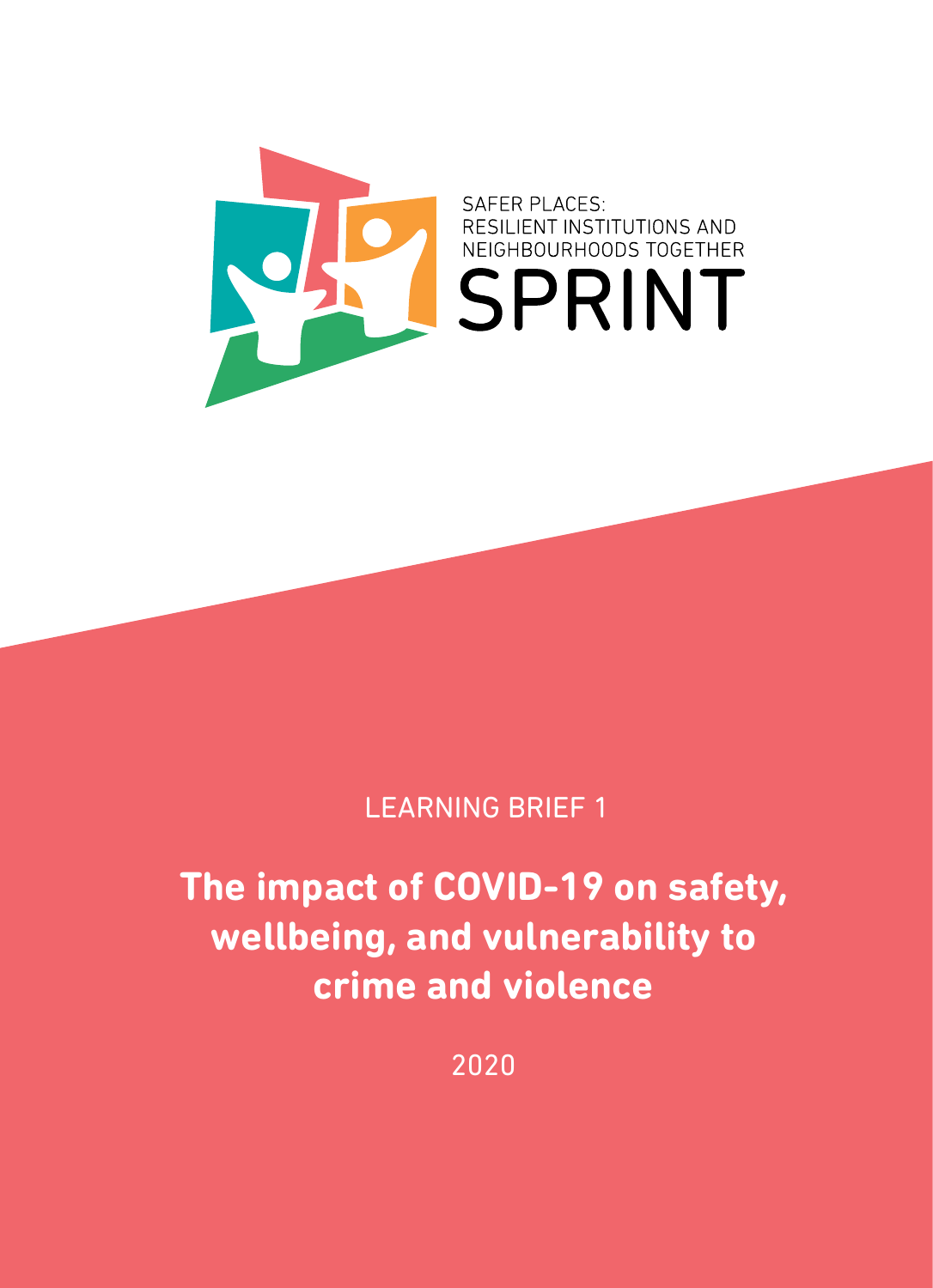SAFER PLACES:
RESILIENT INSTITUTIONS AND
NEIGHBOURHOODS TOGETHER

SPRINT

LEARNING BRIEF 1

# The impact of COVID-19 on safety, wellbeing, and vulnerability to crime and violence

2020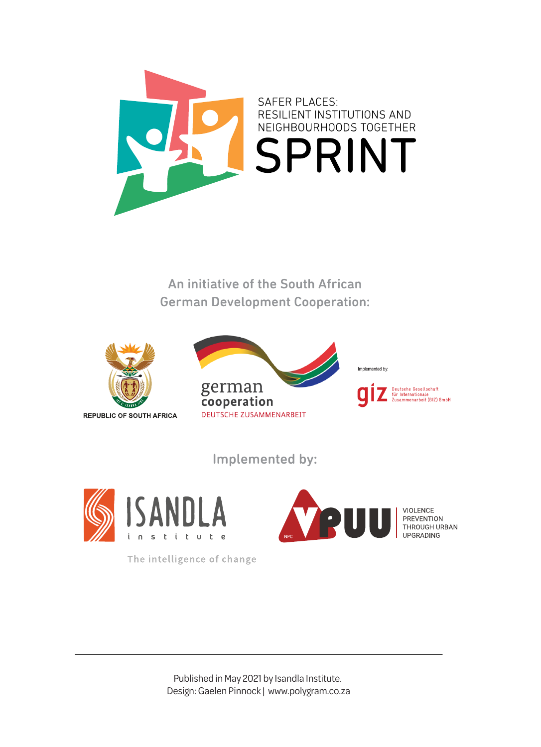SAFER PLACES:
RESILIENT INSTITUTIONS AND
NEIGHBOURHOODS TOGETHER

# SPRINT

An initiative of the South African
German Development Cooperation:

REPUBLIC OF SOUTH AFRICA

german
cooperation
DEUTSCHE ZUSAMMENARBEIT

Implemented by:

giz Deutsche Gesellschaft für Internationale Zusammenarbeit (GIZ) GmbH

Implemented by:

ISANDLA institute

The intelligence of change

VPUU NPC

VIOLENCE PREVENTION THROUGH URBAN UPGRADING

---

Published in May 2021 by Isandla Institute.
Design: Gaelen Pinnock | www.polygram.co.za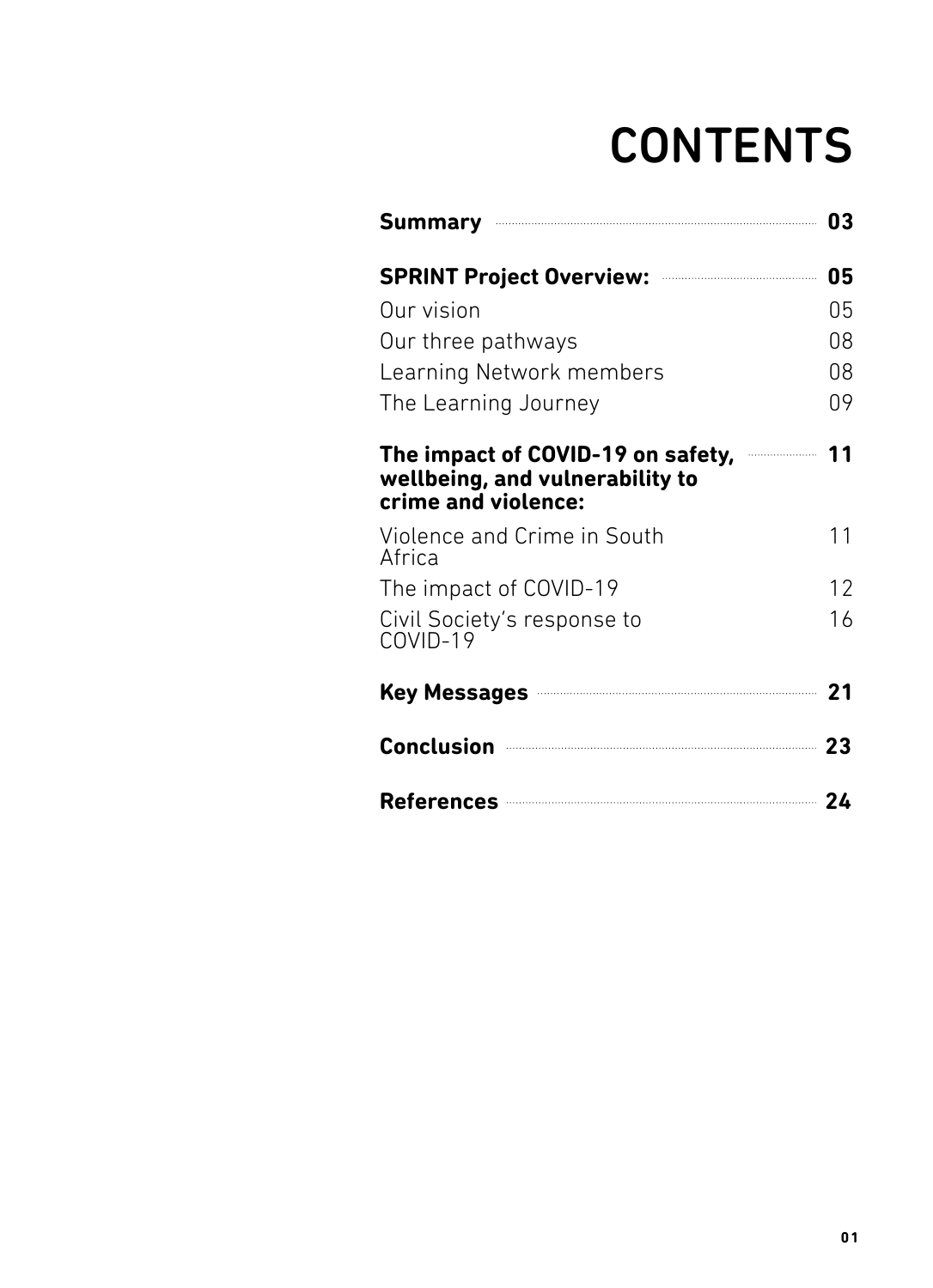# CONTENTS

**Summary** ........ **03**

**SPRINT Project Overview:** ........ **05**

Our vision 05

Our three pathways 08

Learning Network members 08

The Learning Journey 09

**The impact of COVID-19 on safety, wellbeing, and vulnerability to crime and violence:** ........ **11**

Violence and Crime in South Africa 11

The impact of COVID-19 12

Civil Society's response to COVID-19 16

**Key Messages** ........ **21**

**Conclusion** ........ **23**

**References** ........ **24**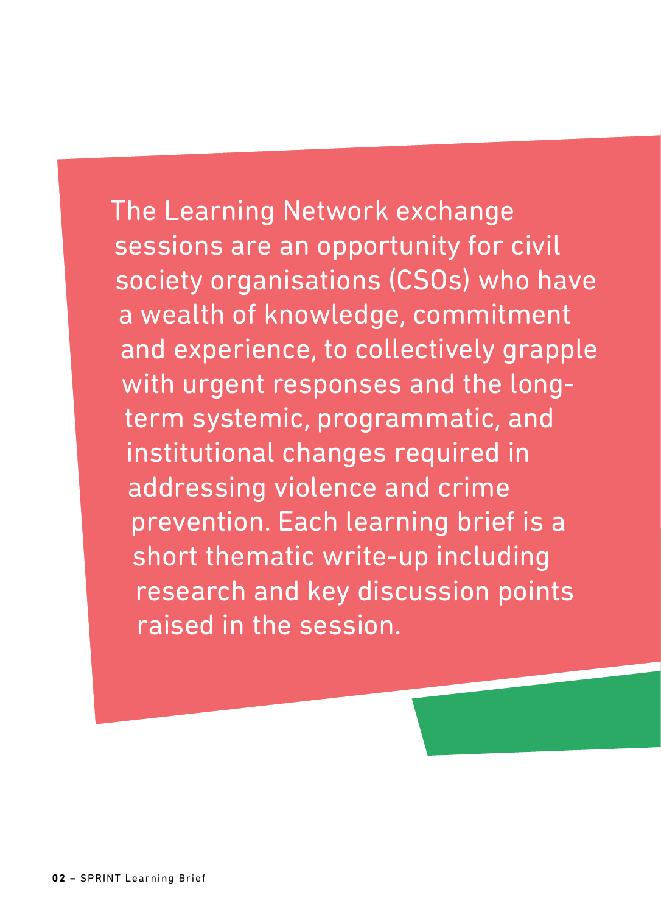The Learning Network exchange sessions are an opportunity for civil society organisations (CSOs) who have a wealth of knowledge, commitment and experience, to collectively grapple with urgent responses and the long-term systemic, programmatic, and institutional changes required in addressing violence and crime prevention. Each learning brief is a short thematic write-up including research and key discussion points raised in the session.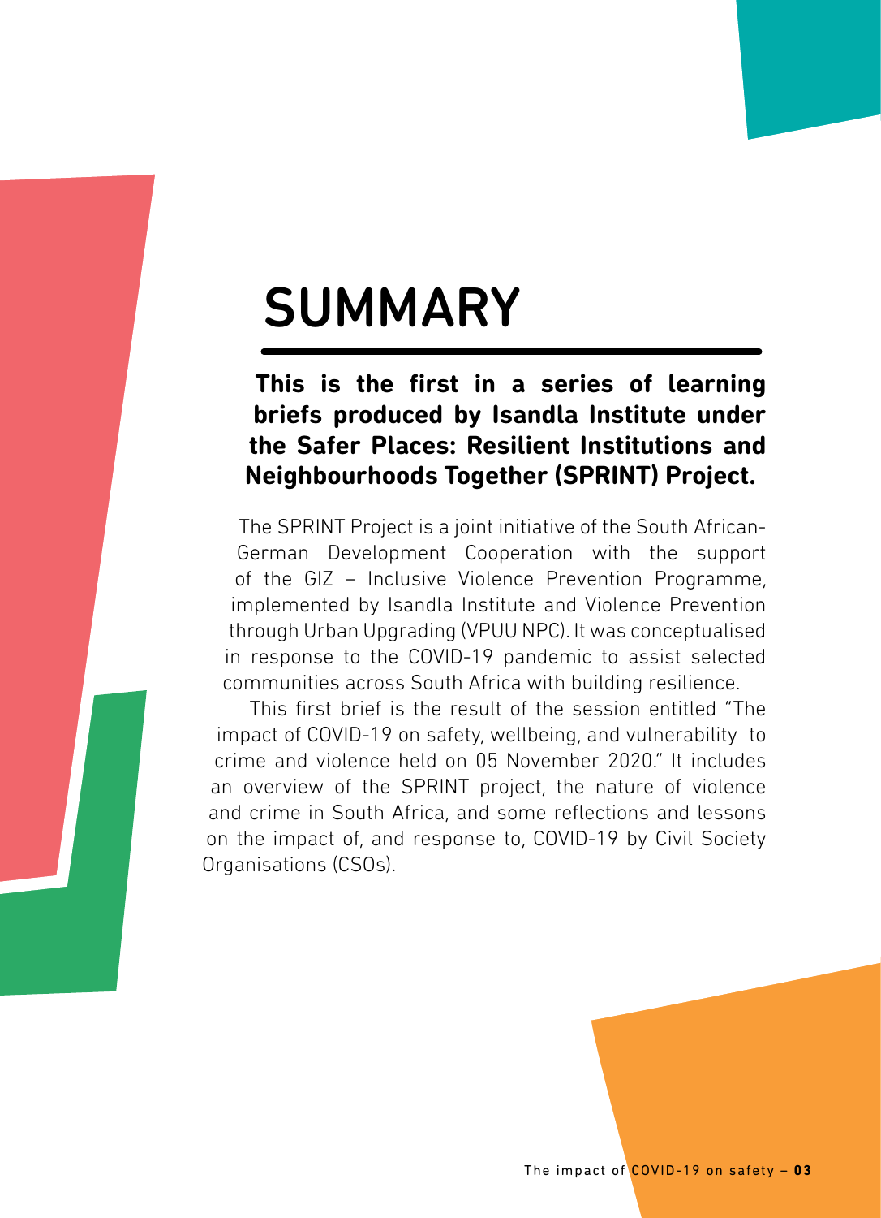# SUMMARY

**This is the first in a series of learning briefs produced by Isandla Institute under the Safer Places: Resilient Institutions and Neighbourhoods Together (SPRINT) Project.**

The SPRINT Project is a joint initiative of the South African-German Development Cooperation with the support of the GIZ – Inclusive Violence Prevention Programme, implemented by Isandla Institute and Violence Prevention through Urban Upgrading (VPUU NPC). It was conceptualised in response to the COVID-19 pandemic to assist selected communities across South Africa with building resilience.

This first brief is the result of the session entitled "The impact of COVID-19 on safety, wellbeing, and vulnerability to crime and violence held on 05 November 2020." It includes an overview of the SPRINT project, the nature of violence and crime in South Africa, and some reflections and lessons on the impact of, and response to, COVID-19 by Civil Society Organisations (CSOs).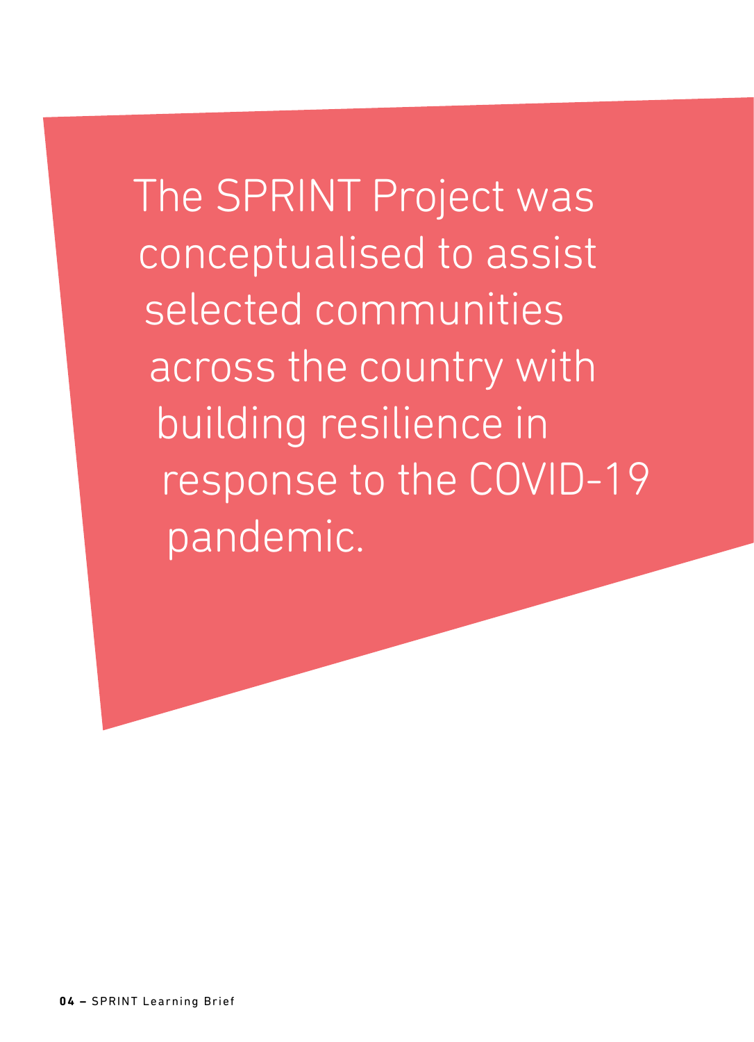The SPRINT Project was conceptualised to assist selected communities across the country with building resilience in response to the COVID-19 pandemic.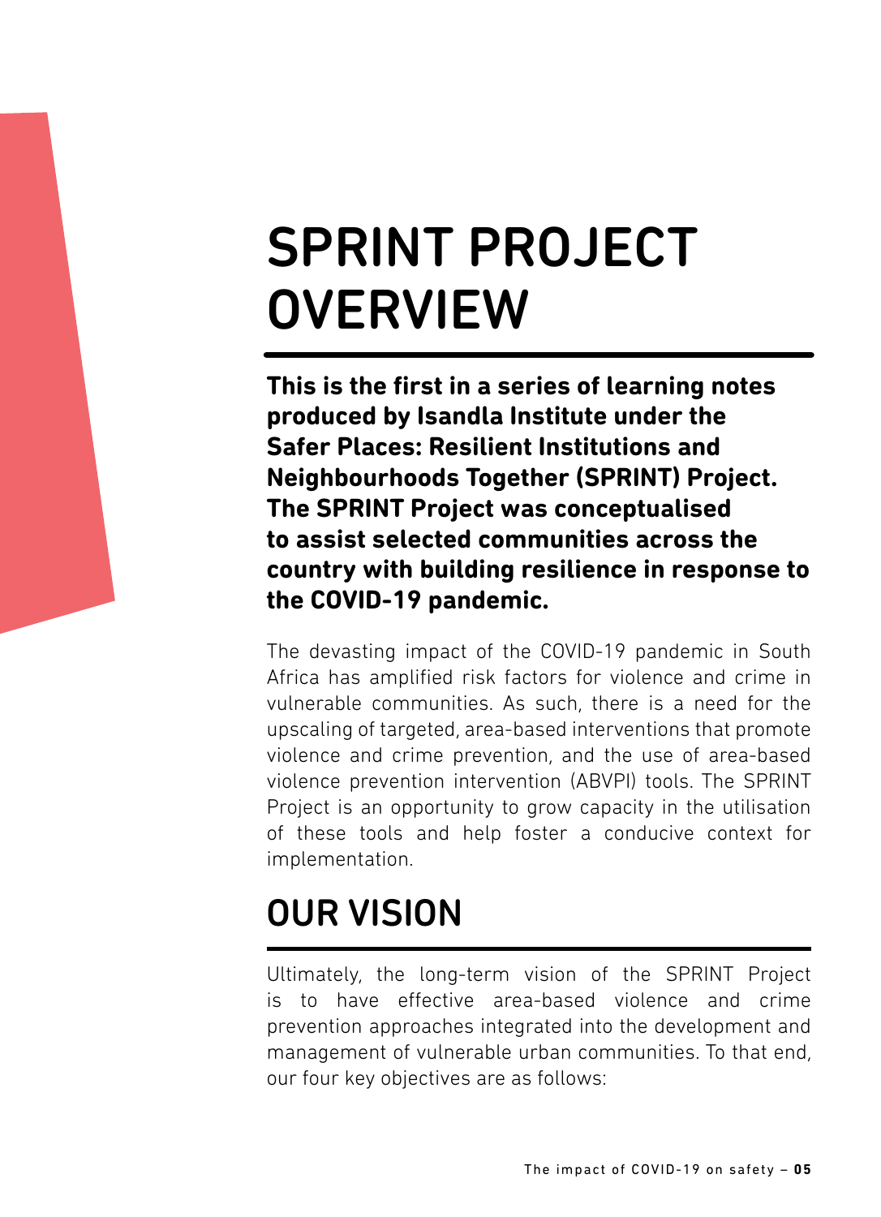# SPRINT PROJECT OVERVIEW

**This is the first in a series of learning notes produced by Isandla Institute under the Safer Places: Resilient Institutions and Neighbourhoods Together (SPRINT) Project. The SPRINT Project was conceptualised to assist selected communities across the country with building resilience in response to the COVID-19 pandemic.**

The devasting impact of the COVID-19 pandemic in South Africa has amplified risk factors for violence and crime in vulnerable communities. As such, there is a need for the upscaling of targeted, area-based interventions that promote violence and crime prevention, and the use of area-based violence prevention intervention (ABVPI) tools. The SPRINT Project is an opportunity to grow capacity in the utilisation of these tools and help foster a conducive context for implementation.

# OUR VISION

Ultimately, the long-term vision of the SPRINT Project is to have effective area-based violence and crime prevention approaches integrated into the development and management of vulnerable urban communities. To that end, our four key objectives are as follows: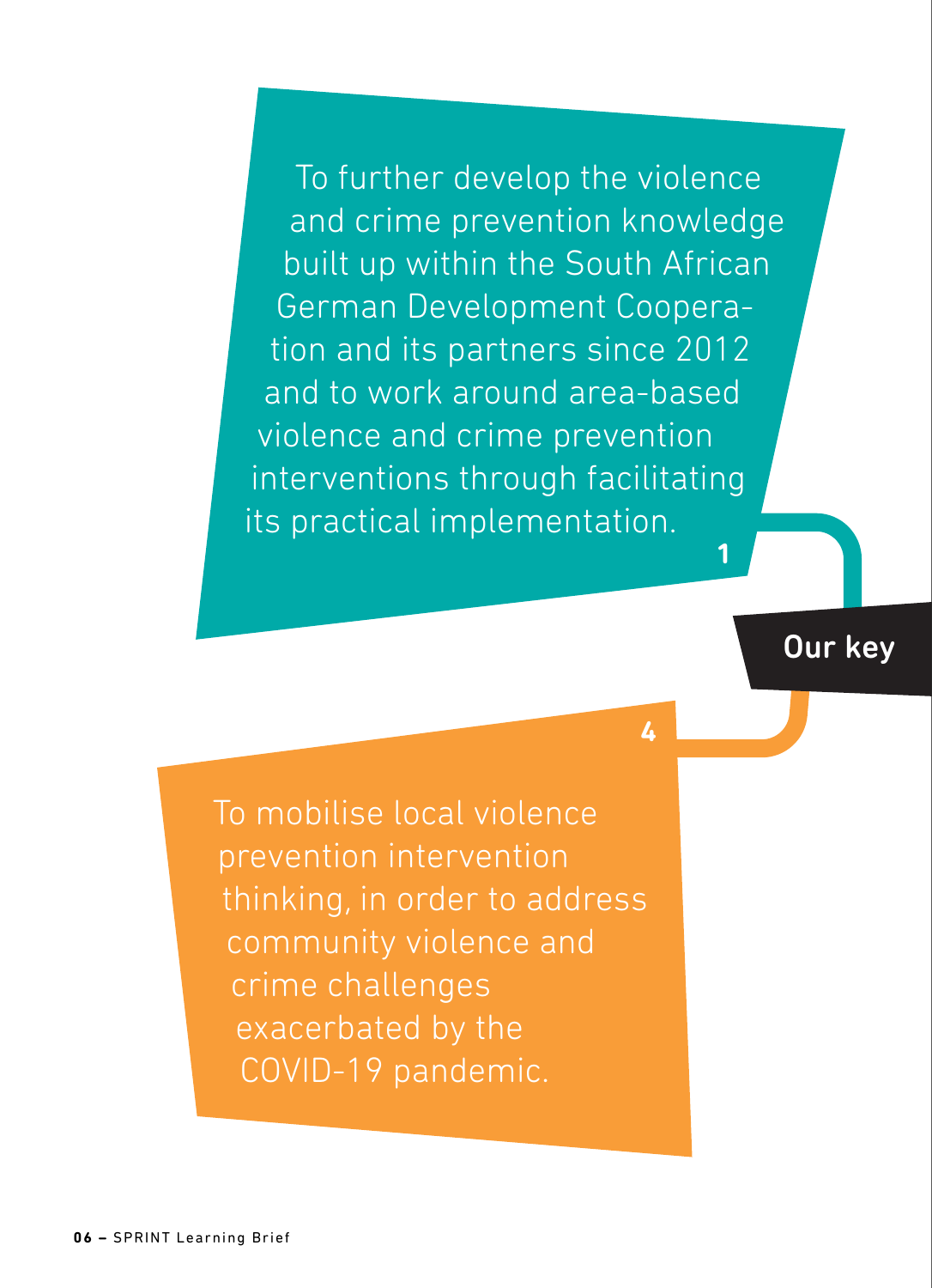To further develop the violence and crime prevention knowledge built up within the South African German Development Cooperation and its partners since 2012 and to work around area-based violence and crime prevention interventions through facilitating its practical implementation.

**1**

**Our key**

**4**

To mobilise local violence prevention intervention thinking, in order to address community violence and crime challenges exacerbated by the COVID-19 pandemic.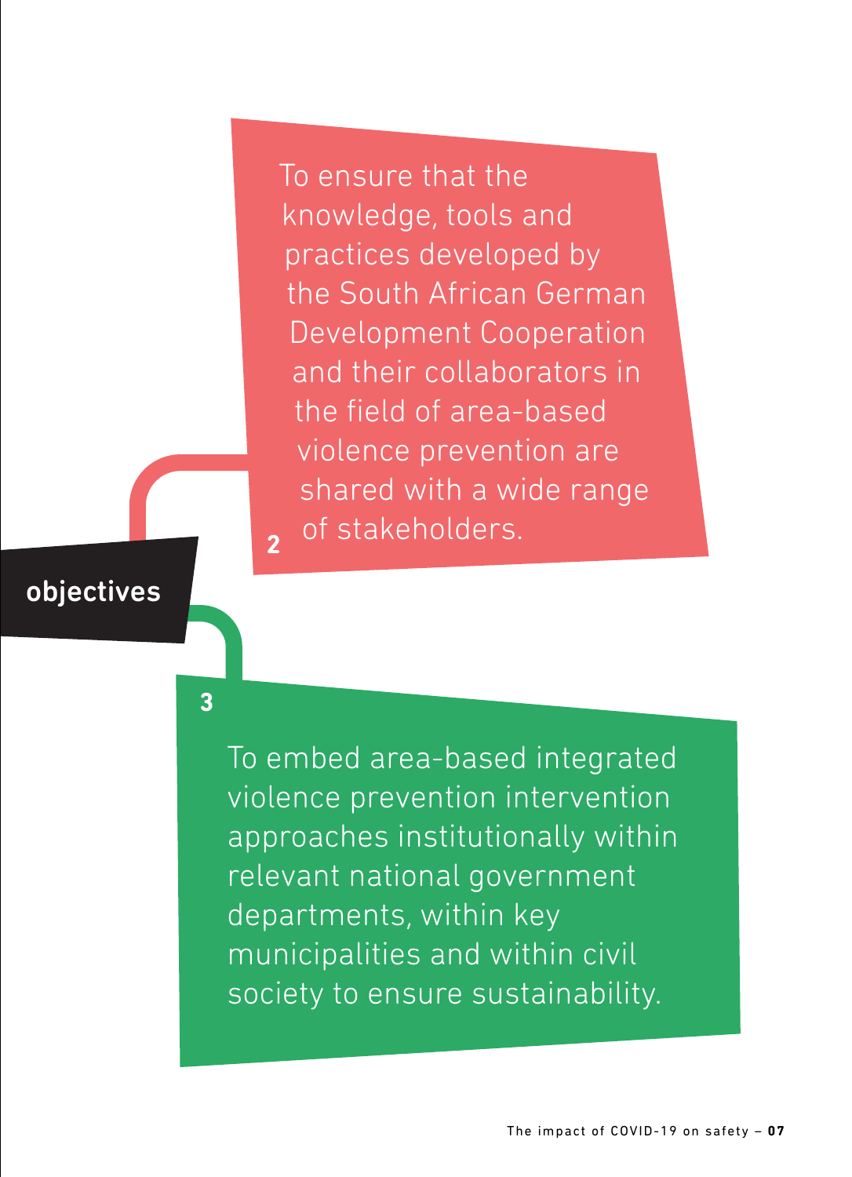## objectives

2. To ensure that the knowledge, tools and practices developed by the South African German Development Cooperation and their collaborators in the field of area-based violence prevention are shared with a wide range of stakeholders.

3. To embed area-based integrated violence prevention intervention approaches institutionally within relevant national government departments, within key municipalities and within civil society to ensure sustainability.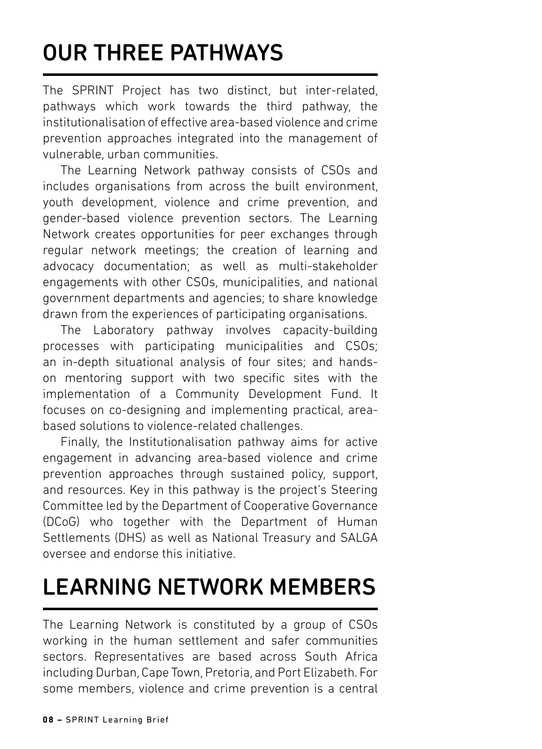# OUR THREE PATHWAYS

The SPRINT Project has two distinct, but inter-related, pathways which work towards the third pathway, the institutionalisation of effective area-based violence and crime prevention approaches integrated into the management of vulnerable, urban communities.

The Learning Network pathway consists of CSOs and includes organisations from across the built environment, youth development, violence and crime prevention, and gender-based violence prevention sectors. The Learning Network creates opportunities for peer exchanges through regular network meetings; the creation of learning and advocacy documentation; as well as multi-stakeholder engagements with other CSOs, municipalities, and national government departments and agencies; to share knowledge drawn from the experiences of participating organisations.

The Laboratory pathway involves capacity-building processes with participating municipalities and CSOs; an in-depth situational analysis of four sites; and hands-on mentoring support with two specific sites with the implementation of a Community Development Fund. It focuses on co-designing and implementing practical, area-based solutions to violence-related challenges.

Finally, the Institutionalisation pathway aims for active engagement in advancing area-based violence and crime prevention approaches through sustained policy, support, and resources. Key in this pathway is the project's Steering Committee led by the Department of Cooperative Governance (DCoG) who together with the Department of Human Settlements (DHS) as well as National Treasury and SALGA oversee and endorse this initiative.

# LEARNING NETWORK MEMBERS

The Learning Network is constituted by a group of CSOs working in the human settlement and safer communities sectors. Representatives are based across South Africa including Durban, Cape Town, Pretoria, and Port Elizabeth. For some members, violence and crime prevention is a central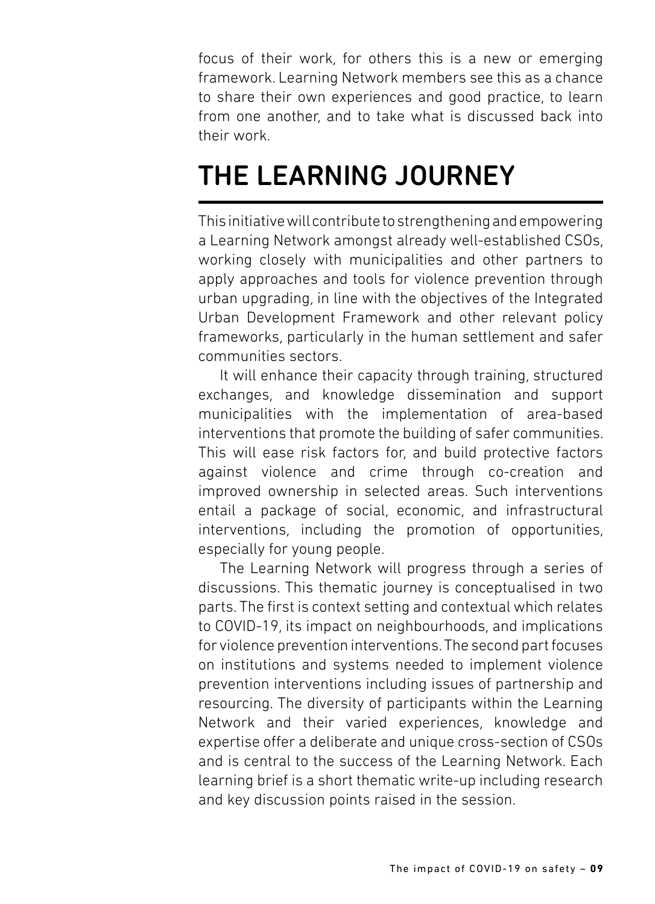focus of their work, for others this is a new or emerging framework. Learning Network members see this as a chance to share their own experiences and good practice, to learn from one another, and to take what is discussed back into their work.

# THE LEARNING JOURNEY

This initiative will contribute to strengthening and empowering a Learning Network amongst already well-established CSOs, working closely with municipalities and other partners to apply approaches and tools for violence prevention through urban upgrading, in line with the objectives of the Integrated Urban Development Framework and other relevant policy frameworks, particularly in the human settlement and safer communities sectors.

It will enhance their capacity through training, structured exchanges, and knowledge dissemination and support municipalities with the implementation of area-based interventions that promote the building of safer communities. This will ease risk factors for, and build protective factors against violence and crime through co-creation and improved ownership in selected areas. Such interventions entail a package of social, economic, and infrastructural interventions, including the promotion of opportunities, especially for young people.

The Learning Network will progress through a series of discussions. This thematic journey is conceptualised in two parts. The first is context setting and contextual which relates to COVID-19, its impact on neighbourhoods, and implications for violence prevention interventions. The second part focuses on institutions and systems needed to implement violence prevention interventions including issues of partnership and resourcing. The diversity of participants within the Learning Network and their varied experiences, knowledge and expertise offer a deliberate and unique cross-section of CSOs and is central to the success of the Learning Network. Each learning brief is a short thematic write-up including research and key discussion points raised in the session.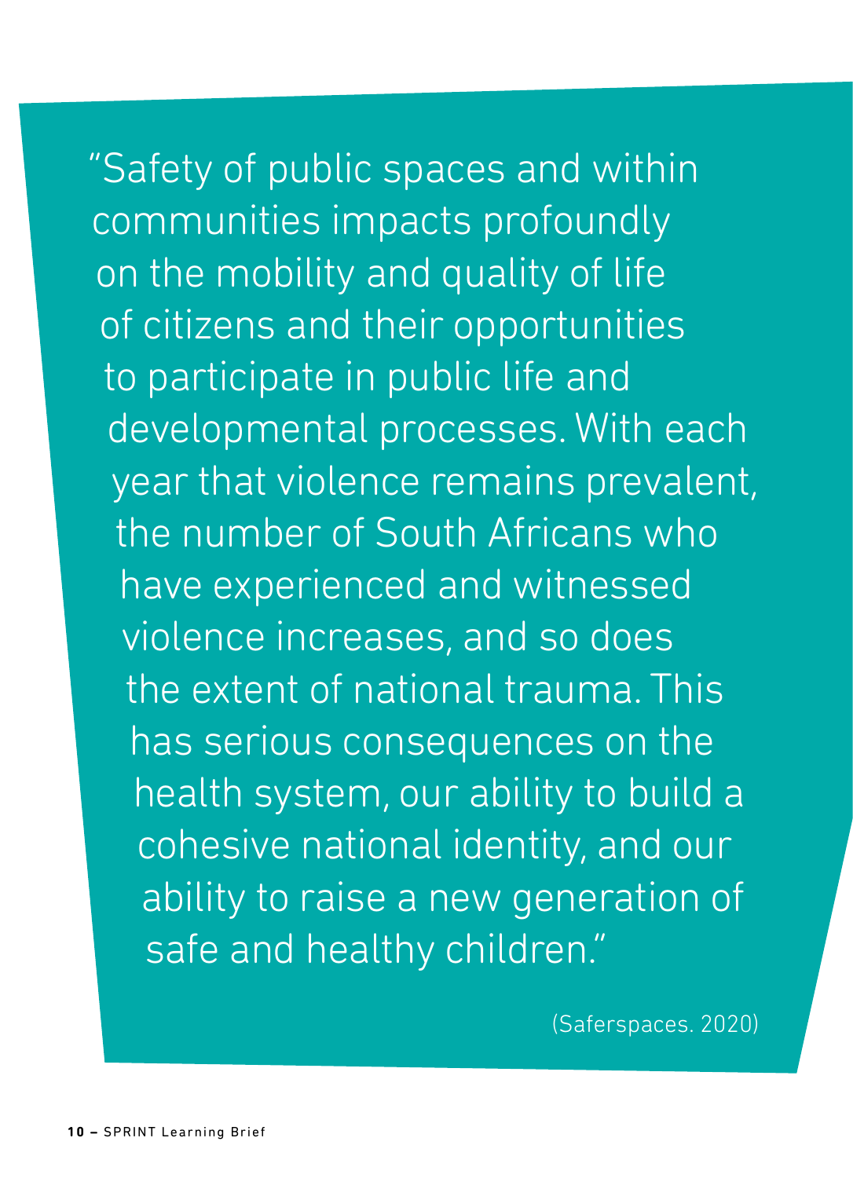"Safety of public spaces and within communities impacts profoundly on the mobility and quality of life of citizens and their opportunities to participate in public life and developmental processes. With each year that violence remains prevalent, the number of South Africans who have experienced and witnessed violence increases, and so does the extent of national trauma. This has serious consequences on the health system, our ability to build a cohesive national identity, and our ability to raise a new generation of safe and healthy children."

(Saferspaces. 2020)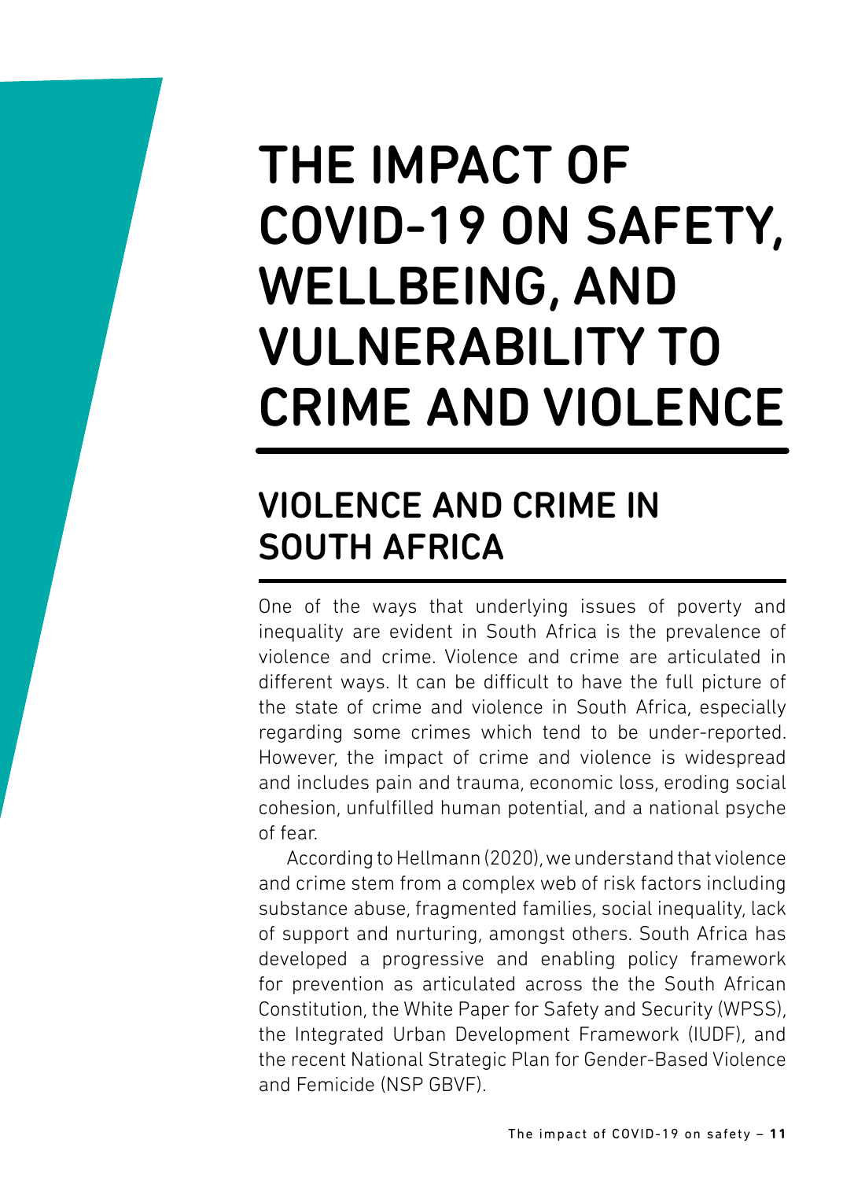# THE IMPACT OF COVID-19 ON SAFETY, WELLBEING, AND VULNERABILITY TO CRIME AND VIOLENCE

## VIOLENCE AND CRIME IN SOUTH AFRICA

One of the ways that underlying issues of poverty and inequality are evident in South Africa is the prevalence of violence and crime. Violence and crime are articulated in different ways. It can be difficult to have the full picture of the state of crime and violence in South Africa, especially regarding some crimes which tend to be under-reported. However, the impact of crime and violence is widespread and includes pain and trauma, economic loss, eroding social cohesion, unfulfilled human potential, and a national psyche of fear.

According to Hellmann (2020), we understand that violence and crime stem from a complex web of risk factors including substance abuse, fragmented families, social inequality, lack of support and nurturing, amongst others. South Africa has developed a progressive and enabling policy framework for prevention as articulated across the the South African Constitution, the White Paper for Safety and Security (WPSS), the Integrated Urban Development Framework (IUDF), and the recent National Strategic Plan for Gender-Based Violence and Femicide (NSP GBVF).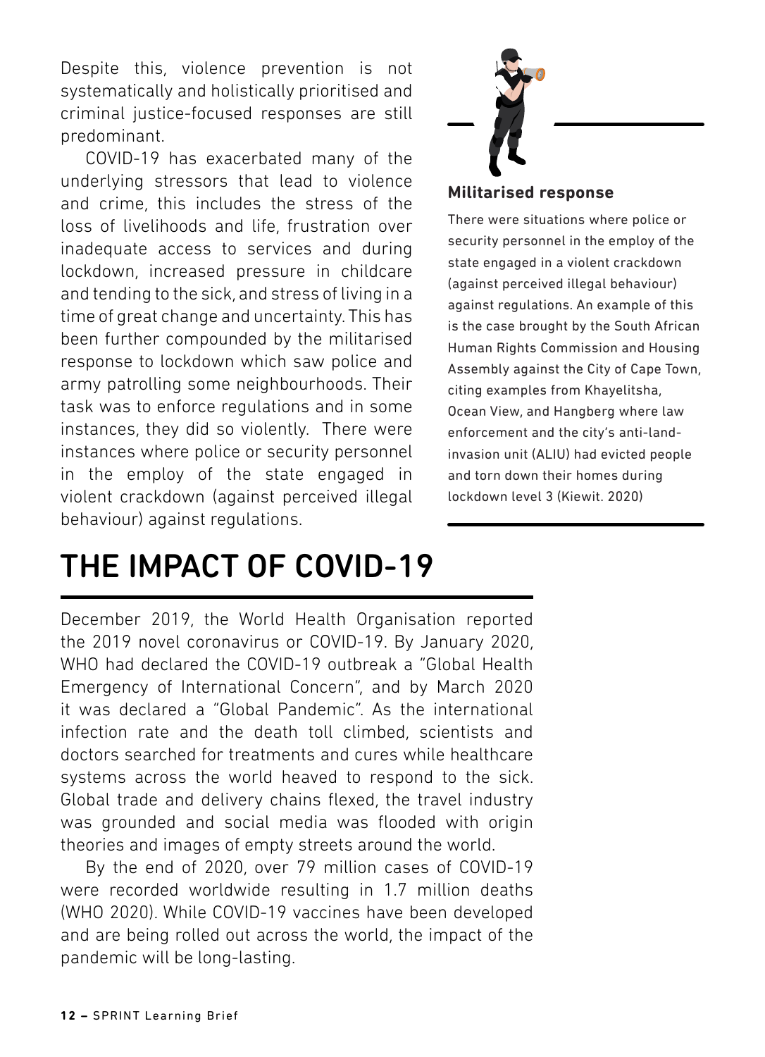Despite this, violence prevention is not systematically and holistically prioritised and criminal justice-focused responses are still predominant.

COVID-19 has exacerbated many of the underlying stressors that lead to violence and crime, this includes the stress of the loss of livelihoods and life, frustration over inadequate access to services and during lockdown, increased pressure in childcare and tending to the sick, and stress of living in a time of great change and uncertainty. This has been further compounded by the militarised response to lockdown which saw police and army patrolling some neighbourhoods. Their task was to enforce regulations and in some instances, they did so violently. There were instances where police or security personnel in the employ of the state engaged in violent crackdown (against perceived illegal behaviour) against regulations.

**Militarised response**

There were situations where police or security personnel in the employ of the state engaged in a violent crackdown (against perceived illegal behaviour) against regulations. An example of this is the case brought by the South African Human Rights Commission and Housing Assembly against the City of Cape Town, citing examples from Khayelitsha, Ocean View, and Hangberg where law enforcement and the city's anti-land-invasion unit (ALIU) had evicted people and torn down their homes during lockdown level 3 (Kiewit. 2020)

# THE IMPACT OF COVID-19

December 2019, the World Health Organisation reported the 2019 novel coronavirus or COVID-19. By January 2020, WHO had declared the COVID-19 outbreak a "Global Health Emergency of International Concern", and by March 2020 it was declared a "Global Pandemic". As the international infection rate and the death toll climbed, scientists and doctors searched for treatments and cures while healthcare systems across the world heaved to respond to the sick. Global trade and delivery chains flexed, the travel industry was grounded and social media was flooded with origin theories and images of empty streets around the world.

By the end of 2020, over 79 million cases of COVID-19 were recorded worldwide resulting in 1.7 million deaths (WHO 2020). While COVID-19 vaccines have been developed and are being rolled out across the world, the impact of the pandemic will be long-lasting.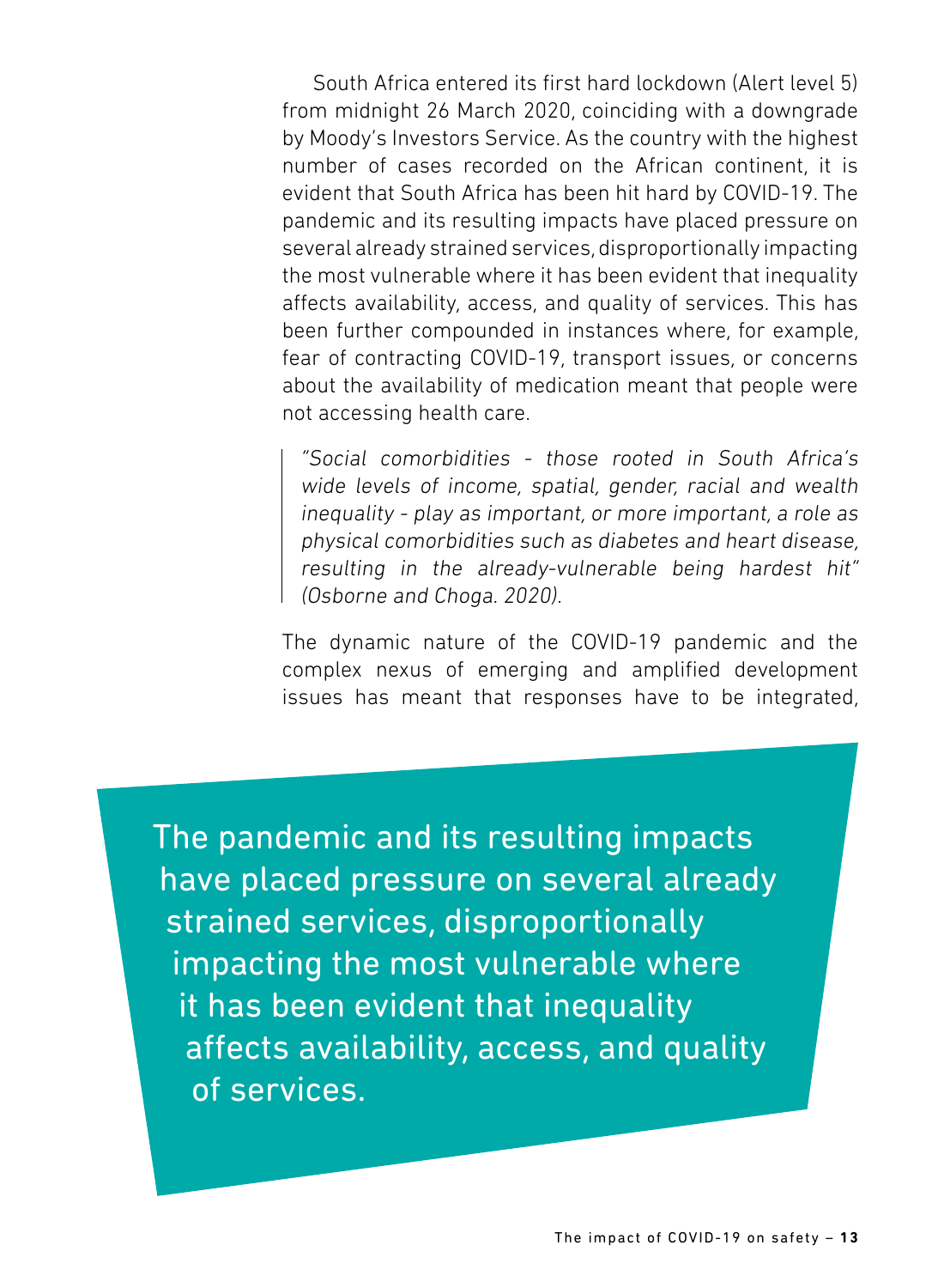South Africa entered its first hard lockdown (Alert level 5) from midnight 26 March 2020, coinciding with a downgrade by Moody's Investors Service. As the country with the highest number of cases recorded on the African continent, it is evident that South Africa has been hit hard by COVID-19. The pandemic and its resulting impacts have placed pressure on several already strained services, disproportionally impacting the most vulnerable where it has been evident that inequality affects availability, access, and quality of services. This has been further compounded in instances where, for example, fear of contracting COVID-19, transport issues, or concerns about the availability of medication meant that people were not accessing health care.

> *"Social comorbidities - those rooted in South Africa's wide levels of income, spatial, gender, racial and wealth inequality - play as important, or more important, a role as physical comorbidities such as diabetes and heart disease, resulting in the already-vulnerable being hardest hit" (Osborne and Choga. 2020).*

The dynamic nature of the COVID-19 pandemic and the complex nexus of emerging and amplified development issues has meant that responses have to be integrated,

> The pandemic and its resulting impacts have placed pressure on several already strained services, disproportionally impacting the most vulnerable where it has been evident that inequality affects availability, access, and quality of services.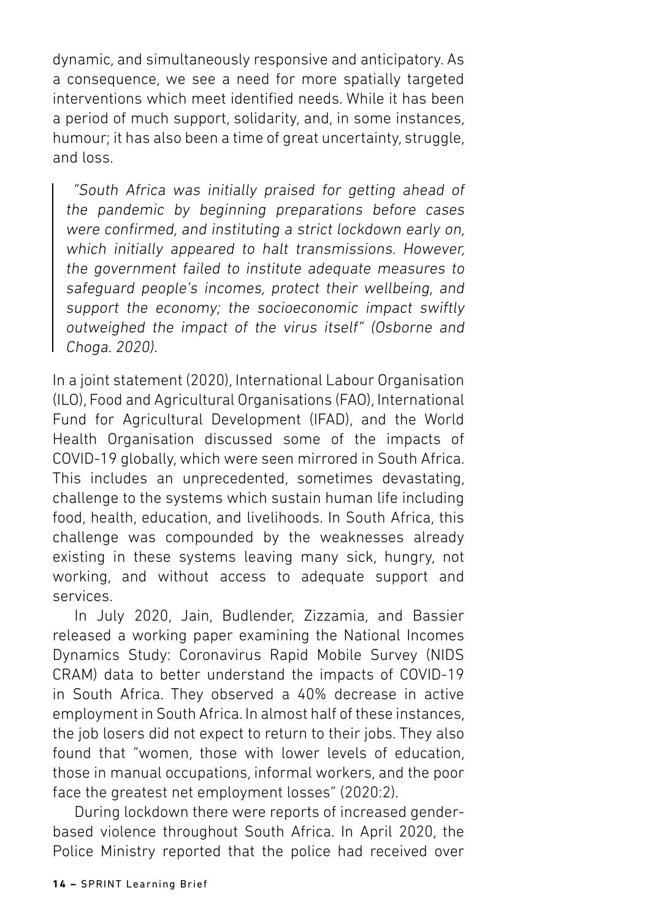dynamic, and simultaneously responsive and anticipatory. As a consequence, we see a need for more spatially targeted interventions which meet identified needs. While it has been a period of much support, solidarity, and, in some instances, humour; it has also been a time of great uncertainty, struggle, and loss.

> *"South Africa was initially praised for getting ahead of the pandemic by beginning preparations before cases were confirmed, and instituting a strict lockdown early on, which initially appeared to halt transmissions. However, the government failed to institute adequate measures to safeguard people's incomes, protect their wellbeing, and support the economy; the socioeconomic impact swiftly outweighed the impact of the virus itself" (Osborne and Choga. 2020).*

In a joint statement (2020), International Labour Organisation (ILO), Food and Agricultural Organisations (FAO), International Fund for Agricultural Development (IFAD), and the World Health Organisation discussed some of the impacts of COVID-19 globally, which were seen mirrored in South Africa. This includes an unprecedented, sometimes devastating, challenge to the systems which sustain human life including food, health, education, and livelihoods. In South Africa, this challenge was compounded by the weaknesses already existing in these systems leaving many sick, hungry, not working, and without access to adequate support and services.

In July 2020, Jain, Budlender, Zizzamia, and Bassier released a working paper examining the National Incomes Dynamics Study: Coronavirus Rapid Mobile Survey (NIDS CRAM) data to better understand the impacts of COVID-19 in South Africa. They observed a 40% decrease in active employment in South Africa. In almost half of these instances, the job losers did not expect to return to their jobs. They also found that "women, those with lower levels of education, those in manual occupations, informal workers, and the poor face the greatest net employment losses" (2020:2).

During lockdown there were reports of increased gender-based violence throughout South Africa. In April 2020, the Police Ministry reported that the police had received over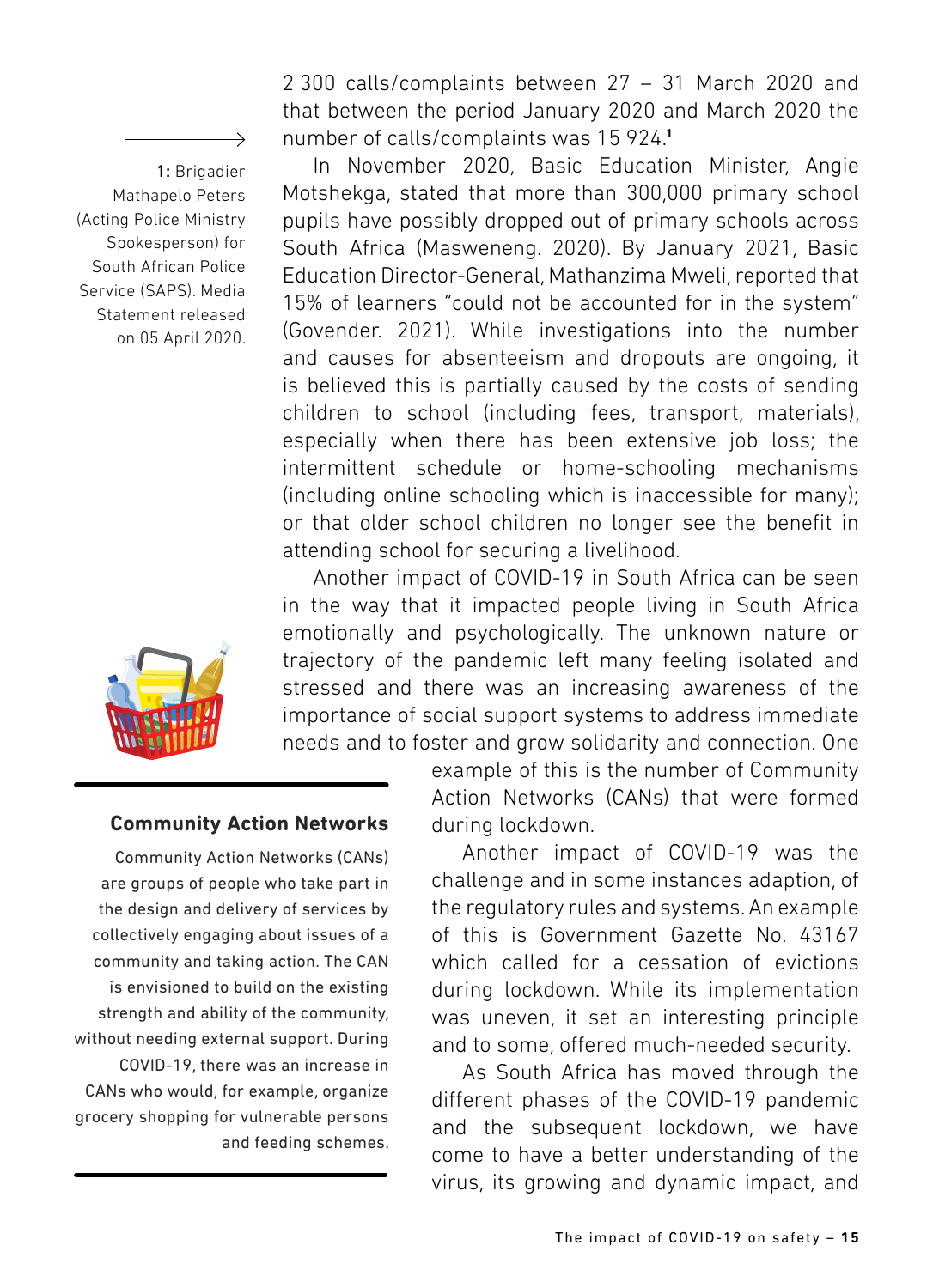2 300 calls/complaints between 27 – 31 March 2020 and that between the period January 2020 and March 2020 the number of calls/complaints was 15 924.[1]

In November 2020, Basic Education Minister, Angie Motshekga, stated that more than 300,000 primary school pupils have possibly dropped out of primary schools across South Africa (Masweneng. 2020). By January 2021, Basic Education Director-General, Mathanzima Mweli, reported that 15% of learners "could not be accounted for in the system" (Govender. 2021). While investigations into the number and causes for absenteeism and dropouts are ongoing, it is believed this is partially caused by the costs of sending children to school (including fees, transport, materials), especially when there has been extensive job loss; the intermittent schedule or home-schooling mechanisms (including online schooling which is inaccessible for many); or that older school children no longer see the benefit in attending school for securing a livelihood.

Another impact of COVID-19 in South Africa can be seen in the way that it impacted people living in South Africa emotionally and psychologically. The unknown nature or trajectory of the pandemic left many feeling isolated and stressed and there was an increasing awareness of the importance of social support systems to address immediate needs and to foster and grow solidarity and connection. One example of this is the number of Community Action Networks (CANs) that were formed during lockdown.

Another impact of COVID-19 was the challenge and in some instances adaption, of the regulatory rules and systems. An example of this is Government Gazette No. 43167 which called for a cessation of evictions during lockdown. While its implementation was uneven, it set an interesting principle and to some, offered much-needed security.

As South Africa has moved through the different phases of the COVID-19 pandemic and the subsequent lockdown, we have come to have a better understanding of the virus, its growing and dynamic impact, and

---

**Community Action Networks**

Community Action Networks (CANs) are groups of people who take part in the design and delivery of services by collectively engaging about issues of a community and taking action. The CAN is envisioned to build on the existing strength and ability of the community, without needing external support. During COVID-19, there was an increase in CANs who would, for example, organize grocery shopping for vulnerable persons and feeding schemes.

---

[1] Brigadier Mathapelo Peters (Acting Police Ministry Spokesperson) for South African Police Service (SAPS). Media Statement released on 05 April 2020.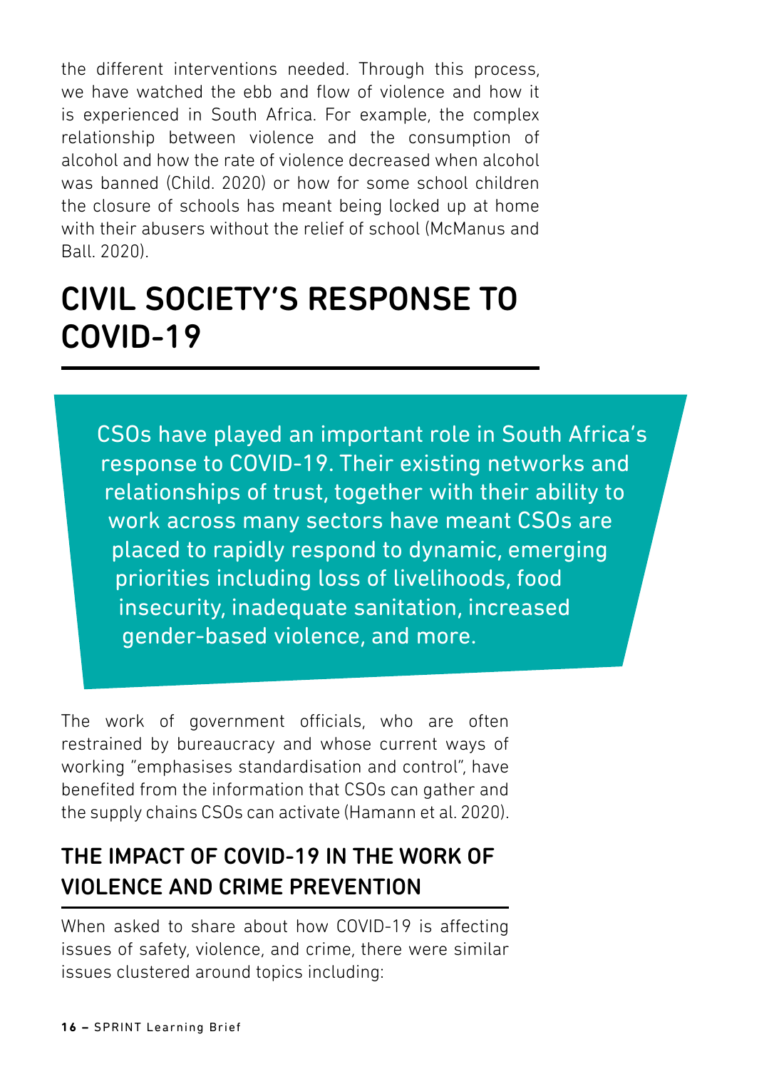the different interventions needed. Through this process, we have watched the ebb and flow of violence and how it is experienced in South Africa. For example, the complex relationship between violence and the consumption of alcohol and how the rate of violence decreased when alcohol was banned (Child. 2020) or how for some school children the closure of schools has meant being locked up at home with their abusers without the relief of school (McManus and Ball. 2020).

## CIVIL SOCIETY'S RESPONSE TO COVID-19

> CSOs have played an important role in South Africa's response to COVID-19. Their existing networks and relationships of trust, together with their ability to work across many sectors have meant CSOs are placed to rapidly respond to dynamic, emerging priorities including loss of livelihoods, food insecurity, inadequate sanitation, increased gender-based violence, and more.

The work of government officials, who are often restrained by bureaucracy and whose current ways of working "emphasises standardisation and control", have benefited from the information that CSOs can gather and the supply chains CSOs can activate (Hamann et al. 2020).

### THE IMPACT OF COVID-19 IN THE WORK OF VIOLENCE AND CRIME PREVENTION

When asked to share about how COVID-19 is affecting issues of safety, violence, and crime, there were similar issues clustered around topics including: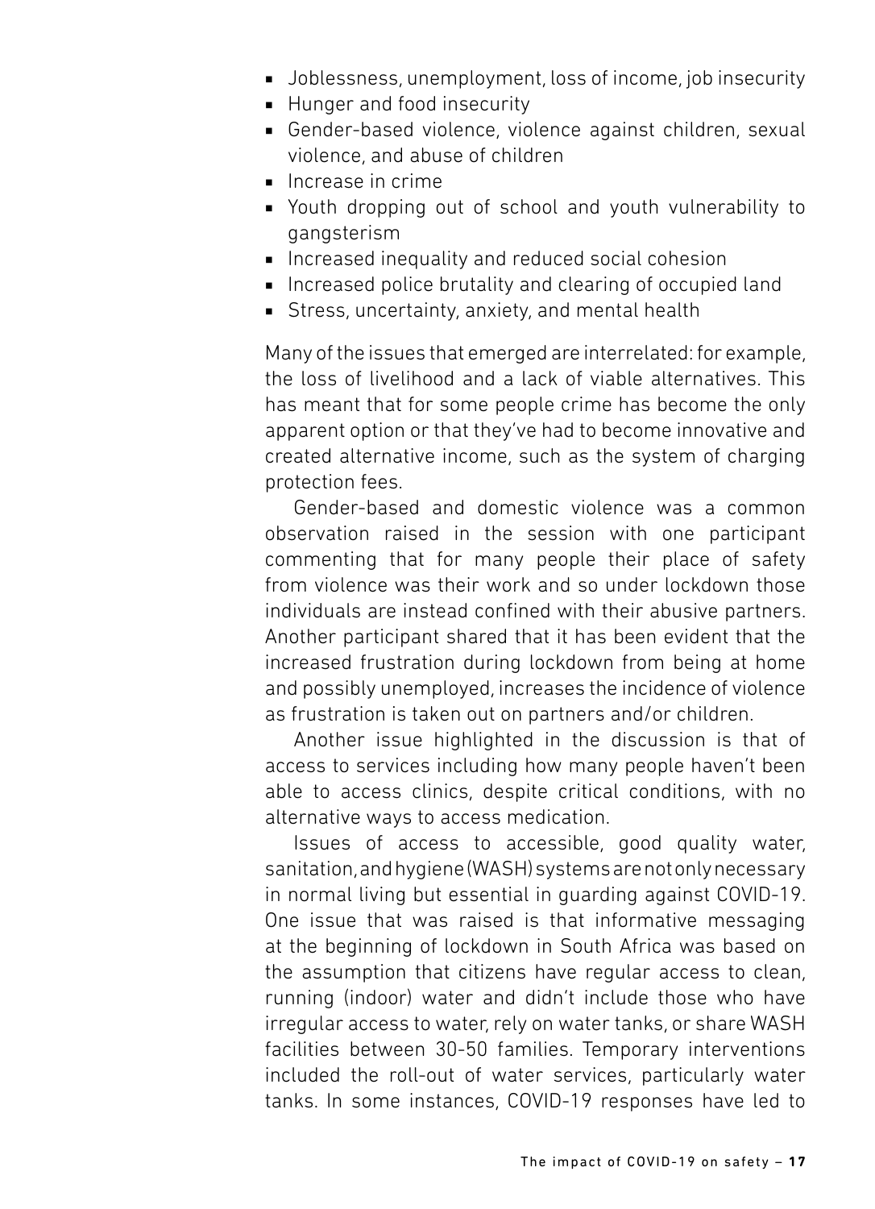- Joblessness, unemployment, loss of income, job insecurity
- Hunger and food insecurity
- Gender-based violence, violence against children, sexual violence, and abuse of children
- Increase in crime
- Youth dropping out of school and youth vulnerability to gangsterism
- Increased inequality and reduced social cohesion
- Increased police brutality and clearing of occupied land
- Stress, uncertainty, anxiety, and mental health

Many of the issues that emerged are interrelated: for example, the loss of livelihood and a lack of viable alternatives. This has meant that for some people crime has become the only apparent option or that they've had to become innovative and created alternative income, such as the system of charging protection fees.

Gender-based and domestic violence was a common observation raised in the session with one participant commenting that for many people their place of safety from violence was their work and so under lockdown those individuals are instead confined with their abusive partners. Another participant shared that it has been evident that the increased frustration during lockdown from being at home and possibly unemployed, increases the incidence of violence as frustration is taken out on partners and/or children.

Another issue highlighted in the discussion is that of access to services including how many people haven't been able to access clinics, despite critical conditions, with no alternative ways to access medication.

Issues of access to accessible, good quality water, sanitation, and hygiene (WASH) systems are not only necessary in normal living but essential in guarding against COVID-19. One issue that was raised is that informative messaging at the beginning of lockdown in South Africa was based on the assumption that citizens have regular access to clean, running (indoor) water and didn't include those who have irregular access to water, rely on water tanks, or share WASH facilities between 30-50 families. Temporary interventions included the roll-out of water services, particularly water tanks. In some instances, COVID-19 responses have led to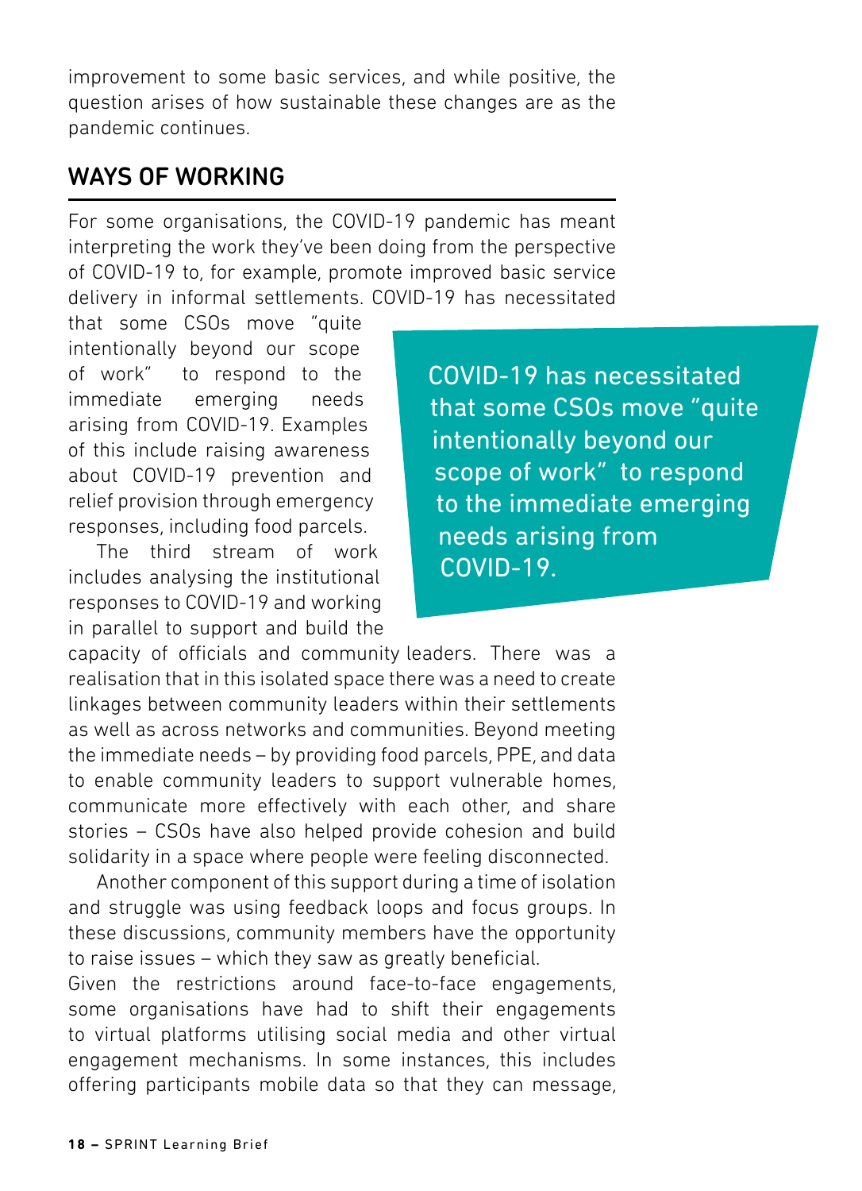improvement to some basic services, and while positive, the question arises of how sustainable these changes are as the pandemic continues.

## WAYS OF WORKING

For some organisations, the COVID-19 pandemic has meant interpreting the work they've been doing from the perspective of COVID-19 to, for example, promote improved basic service delivery in informal settlements. COVID-19 has necessitated that some CSOs move "quite intentionally beyond our scope of work" to respond to the immediate emerging needs arising from COVID-19. Examples of this include raising awareness about COVID-19 prevention and relief provision through emergency responses, including food parcels.

> COVID-19 has necessitated that some CSOs move "quite intentionally beyond our scope of work" to respond to the immediate emerging needs arising from COVID-19.

The third stream of work includes analysing the institutional responses to COVID-19 and working in parallel to support and build the capacity of officials and community leaders. There was a realisation that in this isolated space there was a need to create linkages between community leaders within their settlements as well as across networks and communities. Beyond meeting the immediate needs – by providing food parcels, PPE, and data to enable community leaders to support vulnerable homes, communicate more effectively with each other, and share stories – CSOs have also helped provide cohesion and build solidarity in a space where people were feeling disconnected.

Another component of this support during a time of isolation and struggle was using feedback loops and focus groups. In these discussions, community members have the opportunity to raise issues – which they saw as greatly beneficial.

Given the restrictions around face-to-face engagements, some organisations have had to shift their engagements to virtual platforms utilising social media and other virtual engagement mechanisms. In some instances, this includes offering participants mobile data so that they can message,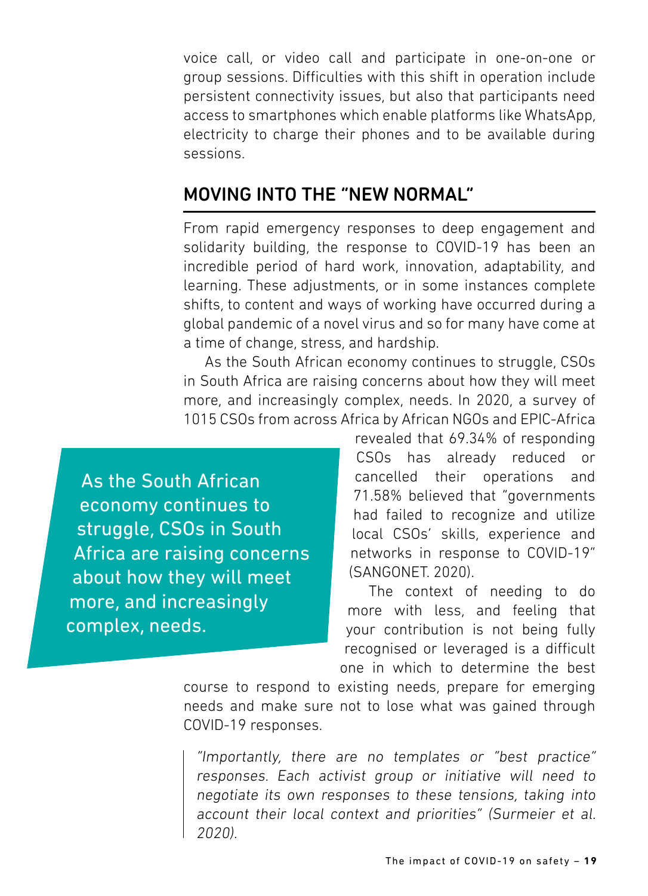voice call, or video call and participate in one-on-one or group sessions. Difficulties with this shift in operation include persistent connectivity issues, but also that participants need access to smartphones which enable platforms like WhatsApp, electricity to charge their phones and to be available during sessions.

## MOVING INTO THE "NEW NORMAL"

From rapid emergency responses to deep engagement and solidarity building, the response to COVID-19 has been an incredible period of hard work, innovation, adaptability, and learning. These adjustments, or in some instances complete shifts, to content and ways of working have occurred during a global pandemic of a novel virus and so for many have come at a time of change, stress, and hardship.

As the South African economy continues to struggle, CSOs in South Africa are raising concerns about how they will meet more, and increasingly complex, needs. In 2020, a survey of 1015 CSOs from across Africa by African NGOs and EPIC-Africa revealed that 69.34% of responding CSOs has already reduced or cancelled their operations and 71.58% believed that "governments had failed to recognize and utilize local CSOs' skills, experience and networks in response to COVID-19" (SANGONET. 2020).

> As the South African economy continues to struggle, CSOs in South Africa are raising concerns about how they will meet more, and increasingly complex, needs.

The context of needing to do more with less, and feeling that your contribution is not being fully recognised or leveraged is a difficult one in which to determine the best course to respond to existing needs, prepare for emerging needs and make sure not to lose what was gained through COVID-19 responses.

> *"Importantly, there are no templates or "best practice" responses. Each activist group or initiative will need to negotiate its own responses to these tensions, taking into account their local context and priorities" (Surmeier et al. 2020).*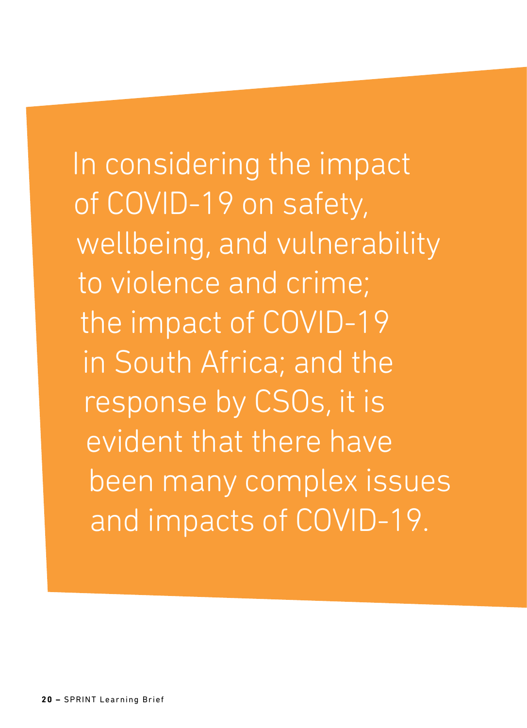In considering the impact of COVID-19 on safety, wellbeing, and vulnerability to violence and crime; the impact of COVID-19 in South Africa; and the response by CSOs, it is evident that there have been many complex issues and impacts of COVID-19.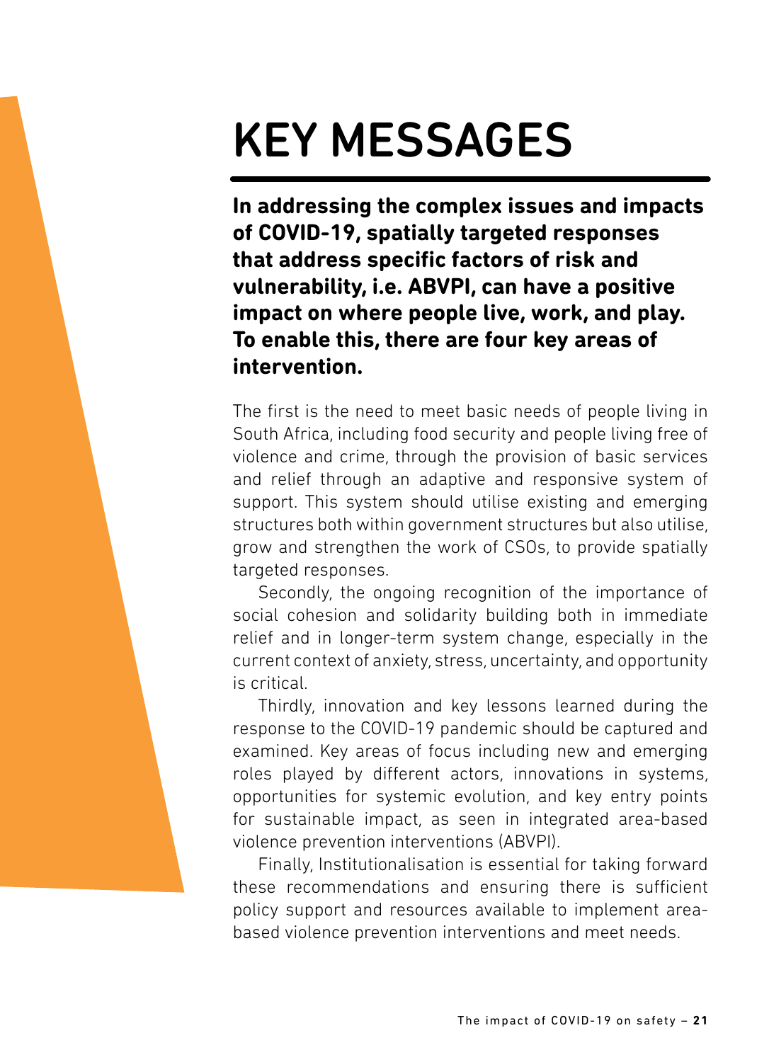# KEY MESSAGES

**In addressing the complex issues and impacts of COVID-19, spatially targeted responses that address specific factors of risk and vulnerability, i.e. ABVPI, can have a positive impact on where people live, work, and play. To enable this, there are four key areas of intervention.**

The first is the need to meet basic needs of people living in South Africa, including food security and people living free of violence and crime, through the provision of basic services and relief through an adaptive and responsive system of support. This system should utilise existing and emerging structures both within government structures but also utilise, grow and strengthen the work of CSOs, to provide spatially targeted responses.

Secondly, the ongoing recognition of the importance of social cohesion and solidarity building both in immediate relief and in longer-term system change, especially in the current context of anxiety, stress, uncertainty, and opportunity is critical.

Thirdly, innovation and key lessons learned during the response to the COVID-19 pandemic should be captured and examined. Key areas of focus including new and emerging roles played by different actors, innovations in systems, opportunities for systemic evolution, and key entry points for sustainable impact, as seen in integrated area-based violence prevention interventions (ABVPI).

Finally, Institutionalisation is essential for taking forward these recommendations and ensuring there is sufficient policy support and resources available to implement area-based violence prevention interventions and meet needs.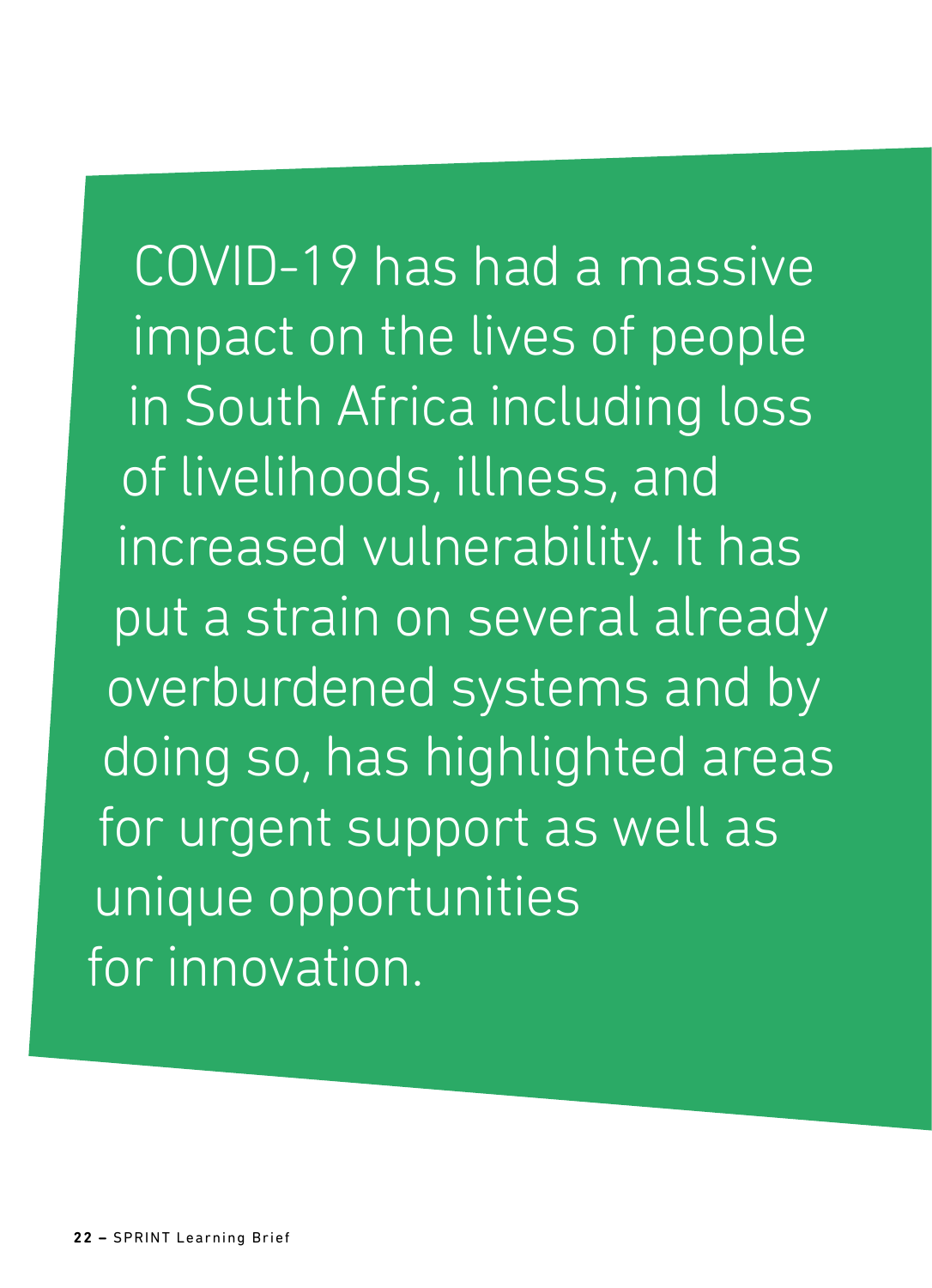COVID-19 has had a massive impact on the lives of people in South Africa including loss of livelihoods, illness, and increased vulnerability. It has put a strain on several already overburdened systems and by doing so, has highlighted areas for urgent support as well as unique opportunities for innovation.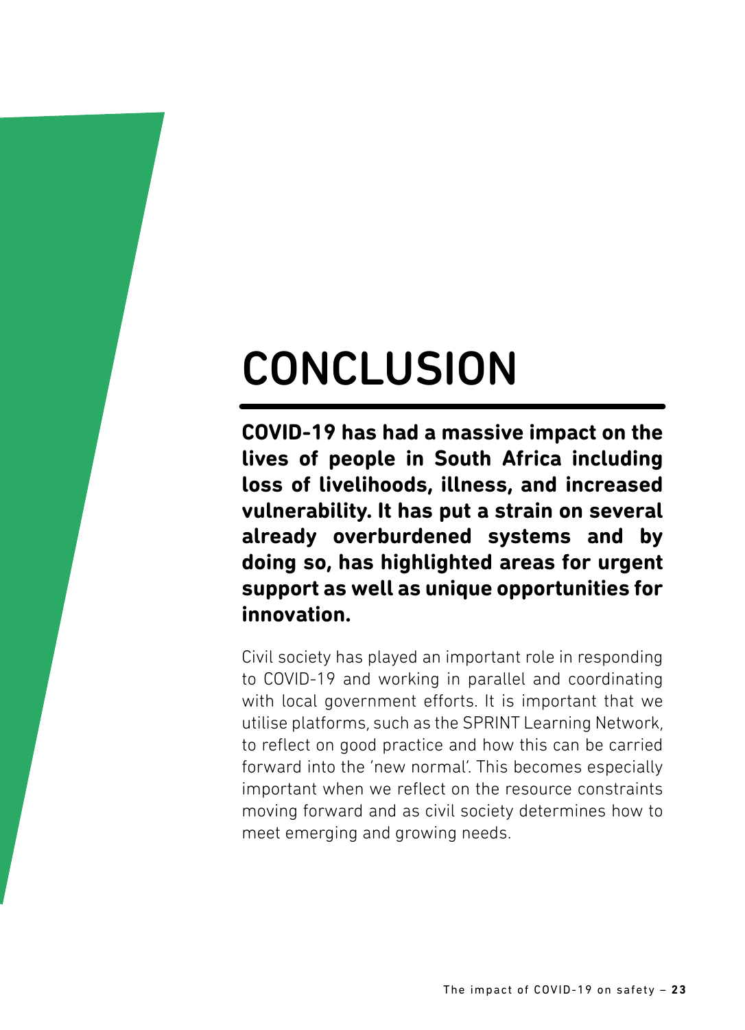# CONCLUSION

**COVID-19 has had a massive impact on the lives of people in South Africa including loss of livelihoods, illness, and increased vulnerability. It has put a strain on several already overburdened systems and by doing so, has highlighted areas for urgent support as well as unique opportunities for innovation.**

Civil society has played an important role in responding to COVID-19 and working in parallel and coordinating with local government efforts. It is important that we utilise platforms, such as the SPRINT Learning Network, to reflect on good practice and how this can be carried forward into the 'new normal'. This becomes especially important when we reflect on the resource constraints moving forward and as civil society determines how to meet emerging and growing needs.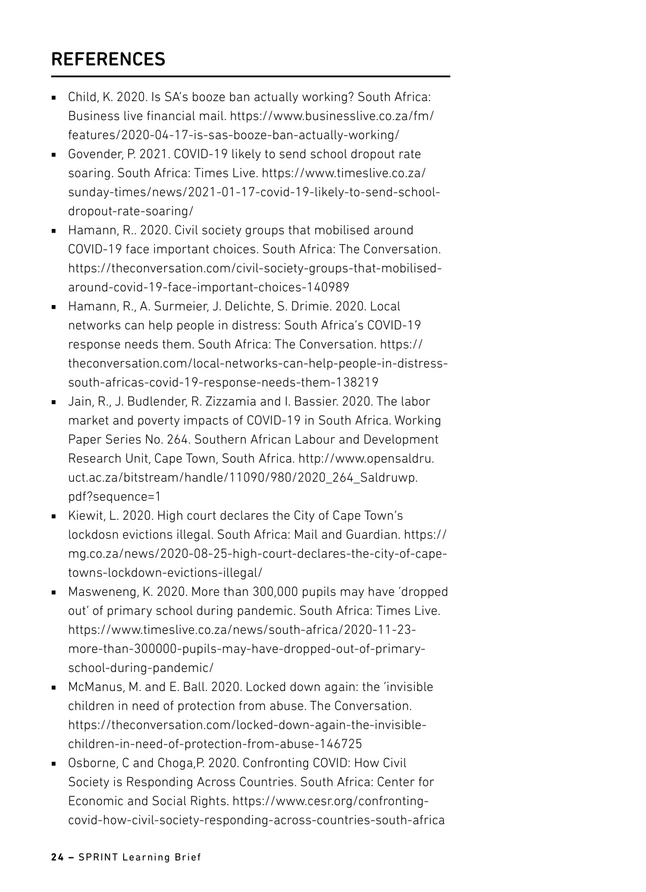## REFERENCES

- Child, K. 2020. Is SA's booze ban actually working? South Africa: Business live financial mail. https://www.businesslive.co.za/fm/features/2020-04-17-is-sas-booze-ban-actually-working/
- Govender, P. 2021. COVID-19 likely to send school dropout rate soaring. South Africa: Times Live. https://www.timeslive.co.za/sunday-times/news/2021-01-17-covid-19-likely-to-send-school-dropout-rate-soaring/
- Hamann, R.. 2020. Civil society groups that mobilised around COVID-19 face important choices. South Africa: The Conversation. https://theconversation.com/civil-society-groups-that-mobilised-around-covid-19-face-important-choices-140989
- Hamann, R., A. Surmeier, J. Delichte, S. Drimie. 2020. Local networks can help people in distress: South Africa's COVID-19 response needs them. South Africa: The Conversation. https://theconversation.com/local-networks-can-help-people-in-distress-south-africas-covid-19-response-needs-them-138219
- Jain, R., J. Budlender, R. Zizzamia and I. Bassier. 2020. The labor market and poverty impacts of COVID-19 in South Africa. Working Paper Series No. 264. Southern African Labour and Development Research Unit, Cape Town, South Africa. http://www.opensaldru.uct.ac.za/bitstream/handle/11090/980/2020_264_Saldruwp.pdf?sequence=1
- Kiewit, L. 2020. High court declares the City of Cape Town's lockdosn evictions illegal. South Africa: Mail and Guardian. https://mg.co.za/news/2020-08-25-high-court-declares-the-city-of-cape-towns-lockdown-evictions-illegal/
- Masweneng, K. 2020. More than 300,000 pupils may have 'dropped out' of primary school during pandemic. South Africa: Times Live. https://www.timeslive.co.za/news/south-africa/2020-11-23-more-than-300000-pupils-may-have-dropped-out-of-primary-school-during-pandemic/
- McManus, M. and E. Ball. 2020. Locked down again: the 'invisible children in need of protection from abuse. The Conversation. https://theconversation.com/locked-down-again-the-invisible-children-in-need-of-protection-from-abuse-146725
- Osborne, C and Choga,P. 2020. Confronting COVID: How Civil Society is Responding Across Countries. South Africa: Center for Economic and Social Rights. https://www.cesr.org/confronting-covid-how-civil-society-responding-across-countries-south-africa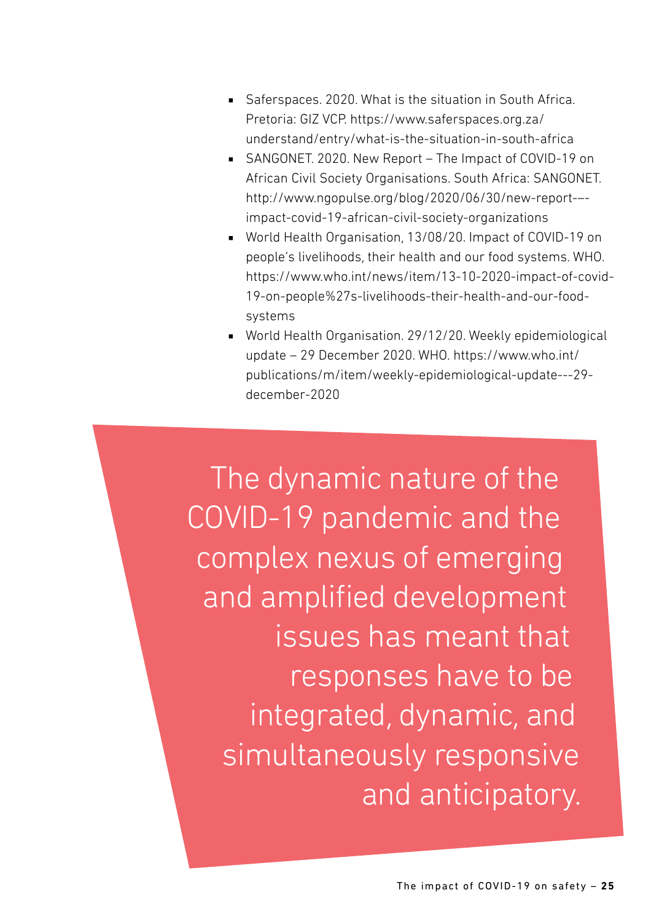- Saferspaces. 2020. What is the situation in South Africa. Pretoria: GIZ VCP. https://www.saferspaces.org.za/understand/entry/what-is-the-situation-in-south-africa
- SANGONET. 2020. New Report – The Impact of COVID-19 on African Civil Society Organisations. South Africa: SANGONET. http://www.ngopulse.org/blog/2020/06/30/new-report-—-impact-covid-19-african-civil-society-organizations
- World Health Organisation, 13/08/20. Impact of COVID-19 on people's livelihoods, their health and our food systems. WHO. https://www.who.int/news/item/13-10-2020-impact-of-covid-19-on-people%27s-livelihoods-their-health-and-our-food-systems
- World Health Organisation. 29/12/20. Weekly epidemiological update – 29 December 2020. WHO. https://www.who.int/publications/m/item/weekly-epidemiological-update---29-december-2020

> The dynamic nature of the COVID-19 pandemic and the complex nexus of emerging and amplified development issues has meant that responses have to be integrated, dynamic, and simultaneously responsive and anticipatory.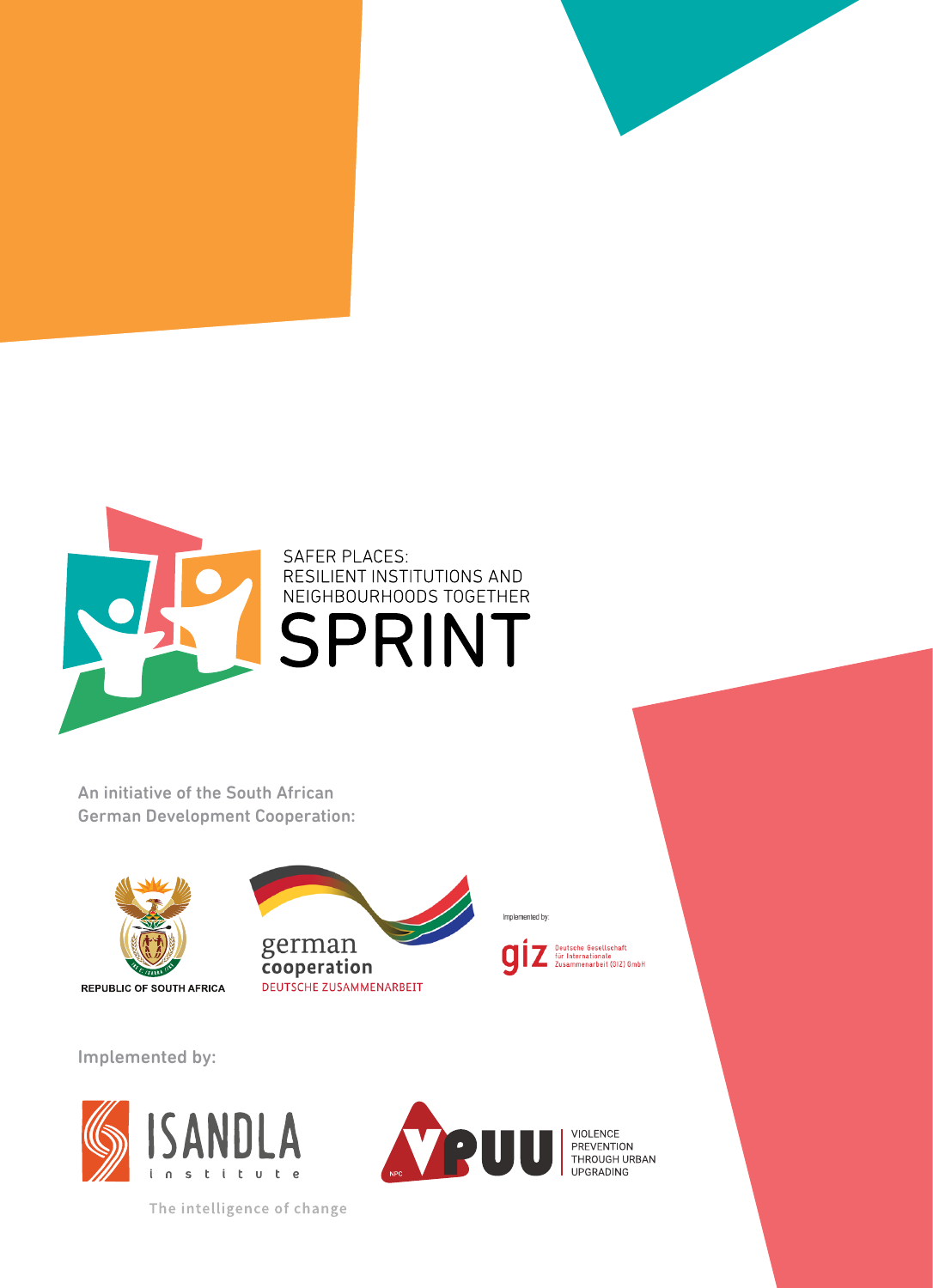SAFER PLACES:
RESILIENT INSTITUTIONS AND
NEIGHBOURHOODS TOGETHER

SPRINT

An initiative of the South African German Development Cooperation:

REPUBLIC OF SOUTH AFRICA

german cooperation
DEUTSCHE ZUSAMMENARBEIT

Implemented by:

giz Deutsche Gesellschaft für Internationale Zusammenarbeit (GIZ) GmbH

Implemented by:

ISANDLA institute

The intelligence of change

VPUU NPC
VIOLENCE PREVENTION THROUGH URBAN UPGRADING